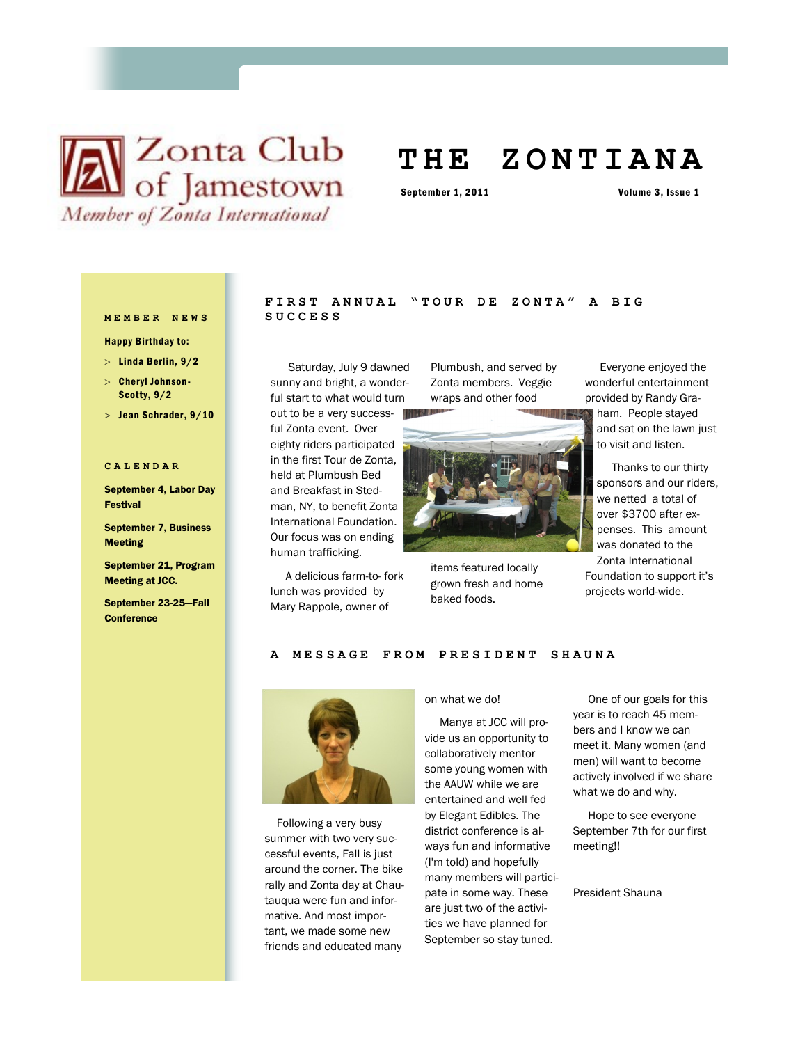Zonta Club of Jamestown

*Member of Zonta International*

# THE ZONTIANA

**September 1, 2011** **Volume 3, Issue 1**

## MEMBER NEWS

**Happy Birthday to:**

- **Linda Berlin, 9/2**
- **Cheryl Johnson-Scotty, 9/2**
- **Jean Schrader, 9/10**

## CALENDAR

**September 4, Labor Day Festival**

**September 7, Business Meeting**

**September 21, Program Meeting at JCC.**

**September 23-25—Fall Conference**

## FIRST ANNUAL "TOUR DE ZONTA" A BIG SUCCESS

Saturday, July 9 dawned sunny and bright, a wonderful start to what would turn out to be a very successful Zonta event. Over eighty riders participated in the first Tour de Zonta, held at Plumbush Bed and Breakfast in Stedman, NY, to benefit Zonta International Foundation. Our focus was on ending human trafficking.

A delicious farm-to- fork lunch was provided by Mary Rappole, owner of Plumbush, and served by Zonta members. Veggie wraps and other food items featured locally grown fresh and home baked foods.

Everyone enjoyed the wonderful entertainment provided by Randy Graham. People stayed and sat on the lawn just to visit and listen.

Thanks to our thirty sponsors and our riders, we netted a total of over $3700 after expenses. This amount was donated to the Zonta International Foundation to support it's projects world-wide.

## A MESSAGE FROM PRESIDENT SHAUNA

Following a very busy summer with two very successful events, Fall is just around the corner. The bike rally and Zonta day at Chautauqua were fun and informative. And most important, we made some new friends and educated many on what we do!

Manya at JCC will provide us an opportunity to collaboratively mentor some young women with the AAUW while we are entertained and well fed by Elegant Edibles. The district conference is always fun and informative (I'm told) and hopefully many members will participate in some way. These are just two of the activities we have planned for September so stay tuned.

One of our goals for this year is to reach 45 members and I know we can meet it. Many women (and men) will want to become actively involved if we share what we do and why.

Hope to see everyone September 7th for our first meeting!!

President Shauna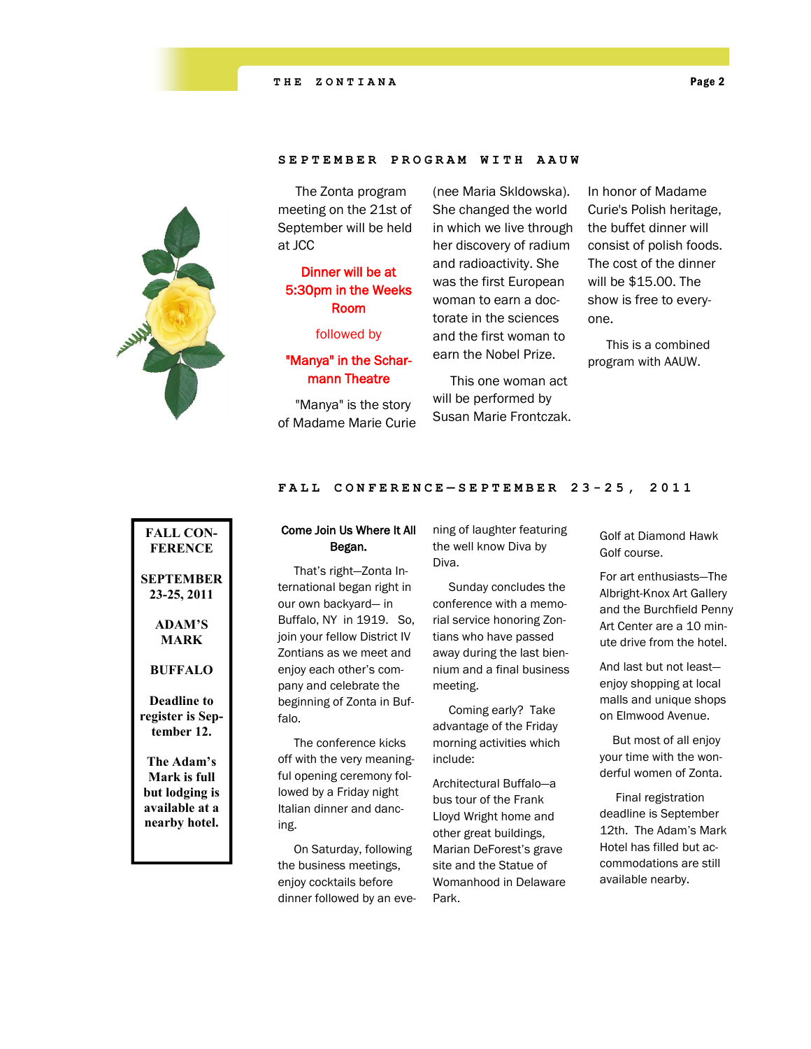## SEPTEMBER PROGRAM WITH AAUW

The Zonta program meeting on the 21st of September will be held at JCC

**Dinner will be at 5:30pm in the Weeks Room**

followed by

**"Manya" in the Scharmann Theatre**

"Manya" is the story of Madame Marie Curie (nee Maria Skldowska). She changed the world in which we live through her discovery of radium and radioactivity. She was the first European woman to earn a doctorate in the sciences and the first woman to earn the Nobel Prize.

This one woman act will be performed by Susan Marie Frontczak.

In honor of Madame Curie's Polish heritage, the buffet dinner will consist of polish foods. The cost of the dinner will be $15.00. The show is free to everyone.

This is a combined program with AAUW.

## FALL CONFERENCE—SEPTEMBER 23-25, 2011

**FALL CONFERENCE**

**SEPTEMBER 23-25, 2011**

**ADAM'S MARK**

**BUFFALO**

**Deadline to register is September 12.**

**The Adam's Mark is full but lodging is available at a nearby hotel.**

**Come Join Us Where It All Began.**

That's right—Zonta International began right in our own backyard— in Buffalo, NY in 1919. So, join your fellow District IV Zontians as we meet and enjoy each other's company and celebrate the beginning of Zonta in Buffalo.

The conference kicks off with the very meaningful opening ceremony followed by a Friday night Italian dinner and dancing.

On Saturday, following the business meetings, enjoy cocktails before dinner followed by an evening of laughter featuring the well know Diva by Diva.

Sunday concludes the conference with a memorial service honoring Zontians who have passed away during the last biennium and a final business meeting.

Coming early? Take advantage of the Friday morning activities which include:

Architectural Buffalo—a bus tour of the Frank Lloyd Wright home and other great buildings, Marian DeForest's grave site and the Statue of Womanhood in Delaware Park.

Golf at Diamond Hawk Golf course.

For art enthusiasts—The Albright-Knox Art Gallery and the Burchfield Penny Art Center are a 10 minute drive from the hotel.

And last but not least—enjoy shopping at local malls and unique shops on Elmwood Avenue.

But most of all enjoy your time with the wonderful women of Zonta.

Final registration deadline is September 12th. The Adam's Mark Hotel has filled but accommodations are still available nearby.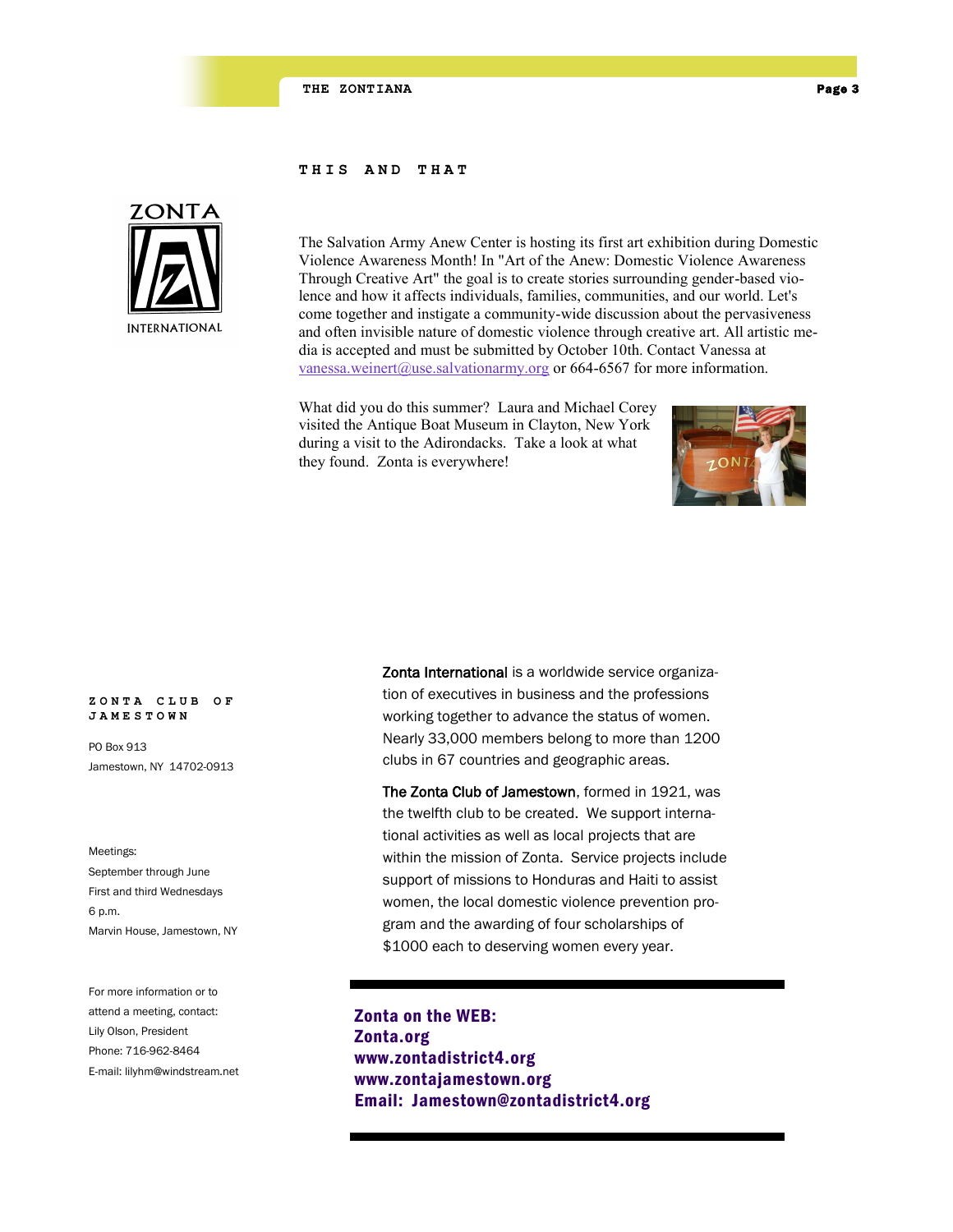## THIS AND THAT

The Salvation Army Anew Center is hosting its first art exhibition during Domestic Violence Awareness Month! In "Art of the Anew: Domestic Violence Awareness Through Creative Art" the goal is to create stories surrounding gender-based violence and how it affects individuals, families, communities, and our world. Let's come together and instigate a community-wide discussion about the pervasiveness and often invisible nature of domestic violence through creative art. All artistic media is accepted and must be submitted by October 10th. Contact Vanessa at vanessa.weinert@use.salvationarmy.org or 664-6567 for more information.

What did you do this summer? Laura and Michael Corey visited the Antique Boat Museum in Clayton, New York during a visit to the Adirondacks. Take a look at what they found. Zonta is everywhere!

**Zonta International** is a worldwide service organization of executives in business and the professions working together to advance the status of women. Nearly 33,000 members belong to more than 1200 clubs in 67 countries and geographic areas.

**The Zonta Club of Jamestown**, formed in 1921, was the twelfth club to be created. We support international activities as well as local projects that are within the mission of Zonta. Service projects include support of missions to Honduras and Haiti to assist women, the local domestic violence prevention program and the awarding of four scholarships of $1000 each to deserving women every year.

**Zonta on the WEB:**
**Zonta.org**
**www.zontadistrict4.org**
**www.zontajamestown.org**
**Email: Jamestown@zontadistrict4.org**

### ZONTA CLUB OF JAMESTOWN

PO Box 913
Jamestown, NY 14702-0913

Meetings:
September through June
First and third Wednesdays
6 p.m.
Marvin House, Jamestown, NY

For more information or to attend a meeting, contact:
Lily Olson, President
Phone: 716-962-8464
E-mail: lilyhm@windstream.net